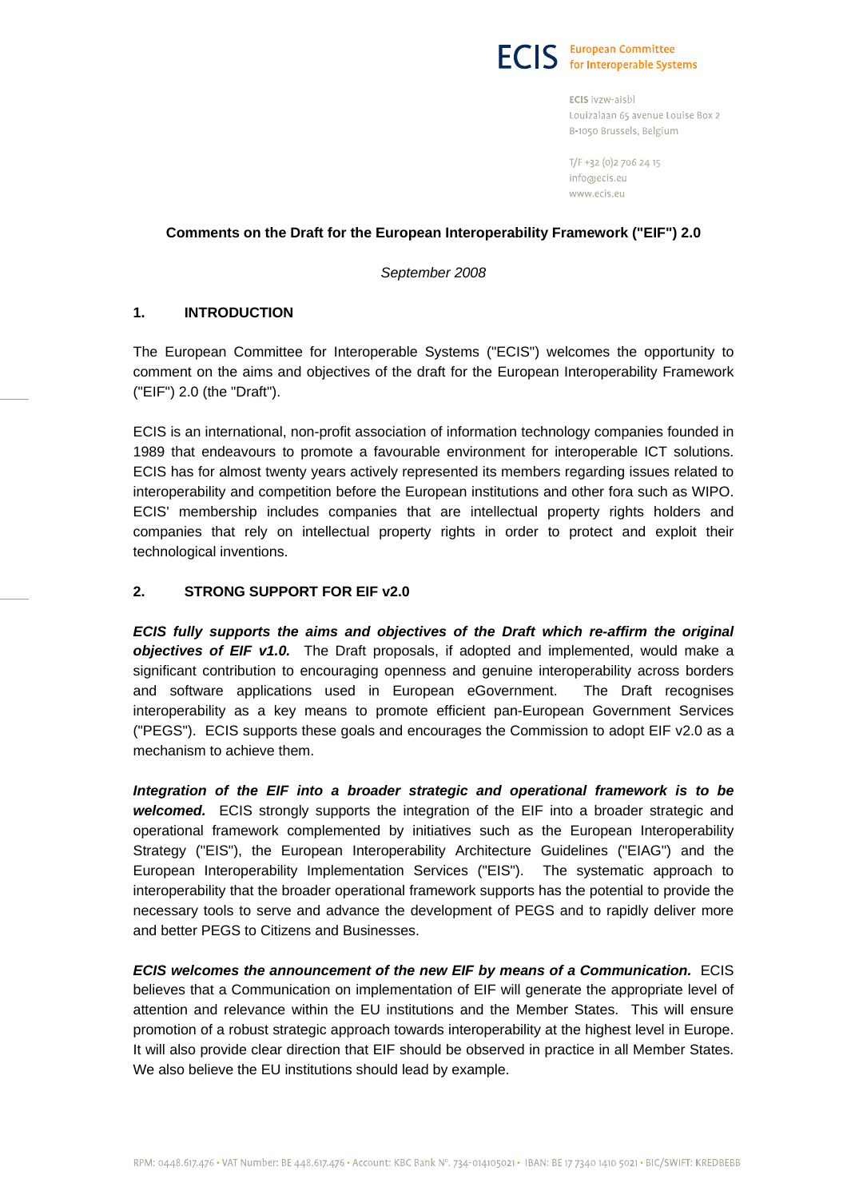ECIS European Committee for Interoperable Systems

ECIS ivzw-aisbl
Louizalaan 65 avenue Louise Box 2
B-1050 Brussels, Belgium

T/F +32 (0)2 706 24 15
info@ecis.eu
www.ecis.eu

# Comments on the Draft for the European Interoperability Framework ("EIF") 2.0

*September 2008*

## 1. INTRODUCTION

The European Committee for Interoperable Systems ("ECIS") welcomes the opportunity to comment on the aims and objectives of the draft for the European Interoperability Framework ("EIF") 2.0 (the "Draft").

ECIS is an international, non-profit association of information technology companies founded in 1989 that endeavours to promote a favourable environment for interoperable ICT solutions. ECIS has for almost twenty years actively represented its members regarding issues related to interoperability and competition before the European institutions and other fora such as WIPO. ECIS' membership includes companies that are intellectual property rights holders and companies that rely on intellectual property rights in order to protect and exploit their technological inventions.

## 2. STRONG SUPPORT FOR EIF v2.0

***ECIS fully supports the aims and objectives of the Draft which re-affirm the original objectives of EIF v1.0.*** The Draft proposals, if adopted and implemented, would make a significant contribution to encouraging openness and genuine interoperability across borders and software applications used in European eGovernment. The Draft recognises interoperability as a key means to promote efficient pan-European Government Services ("PEGS"). ECIS supports these goals and encourages the Commission to adopt EIF v2.0 as a mechanism to achieve them.

***Integration of the EIF into a broader strategic and operational framework is to be welcomed.*** ECIS strongly supports the integration of the EIF into a broader strategic and operational framework complemented by initiatives such as the European Interoperability Strategy ("EIS"), the European Interoperability Architecture Guidelines ("EIAG") and the European Interoperability Implementation Services ("EIS"). The systematic approach to interoperability that the broader operational framework supports has the potential to provide the necessary tools to serve and advance the development of PEGS and to rapidly deliver more and better PEGS to Citizens and Businesses.

***ECIS welcomes the announcement of the new EIF by means of a Communication.*** ECIS believes that a Communication on implementation of EIF will generate the appropriate level of attention and relevance within the EU institutions and the Member States. This will ensure promotion of a robust strategic approach towards interoperability at the highest level in Europe. It will also provide clear direction that EIF should be observed in practice in all Member States. We also believe the EU institutions should lead by example.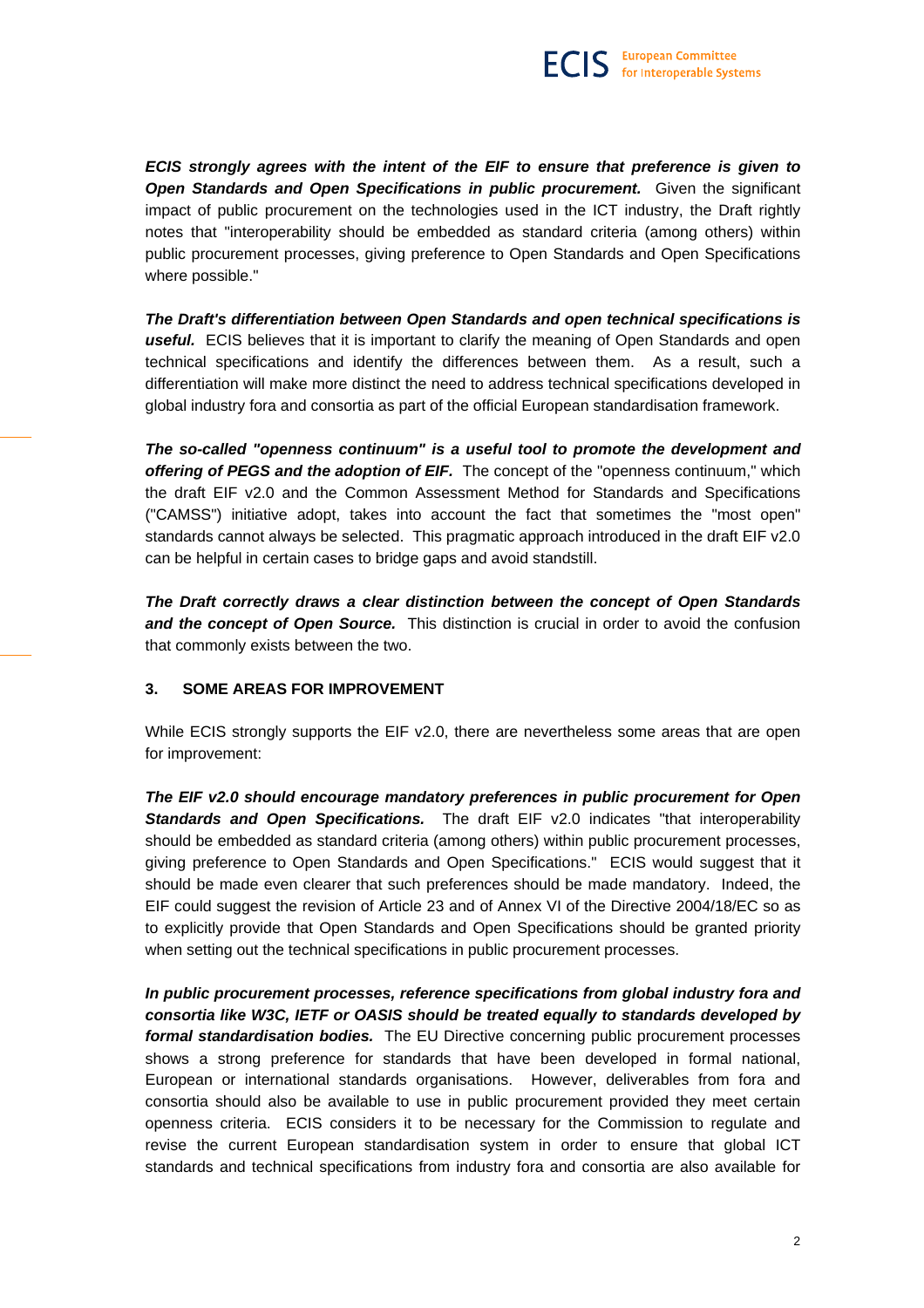**_ECIS strongly agrees with the intent of the EIF to ensure that preference is given to Open Standards and Open Specifications in public procurement._** Given the significant impact of public procurement on the technologies used in the ICT industry, the Draft rightly notes that "interoperability should be embedded as standard criteria (among others) within public procurement processes, giving preference to Open Standards and Open Specifications where possible."

**_The Draft's differentiation between Open Standards and open technical specifications is useful._** ECIS believes that it is important to clarify the meaning of Open Standards and open technical specifications and identify the differences between them. As a result, such a differentiation will make more distinct the need to address technical specifications developed in global industry fora and consortia as part of the official European standardisation framework.

**_The so-called "openness continuum" is a useful tool to promote the development and offering of PEGS and the adoption of EIF._** The concept of the "openness continuum," which the draft EIF v2.0 and the Common Assessment Method for Standards and Specifications ("CAMSS") initiative adopt, takes into account the fact that sometimes the "most open" standards cannot always be selected. This pragmatic approach introduced in the draft EIF v2.0 can be helpful in certain cases to bridge gaps and avoid standstill.

**_The Draft correctly draws a clear distinction between the concept of Open Standards and the concept of Open Source._** This distinction is crucial in order to avoid the confusion that commonly exists between the two.

## 3. SOME AREAS FOR IMPROVEMENT

While ECIS strongly supports the EIF v2.0, there are nevertheless some areas that are open for improvement:

**_The EIF v2.0 should encourage mandatory preferences in public procurement for Open Standards and Open Specifications._** The draft EIF v2.0 indicates "that interoperability should be embedded as standard criteria (among others) within public procurement processes, giving preference to Open Standards and Open Specifications." ECIS would suggest that it should be made even clearer that such preferences should be made mandatory. Indeed, the EIF could suggest the revision of Article 23 and of Annex VI of the Directive 2004/18/EC so as to explicitly provide that Open Standards and Open Specifications should be granted priority when setting out the technical specifications in public procurement processes.

**_In public procurement processes, reference specifications from global industry fora and consortia like W3C, IETF or OASIS should be treated equally to standards developed by formal standardisation bodies._** The EU Directive concerning public procurement processes shows a strong preference for standards that have been developed in formal national, European or international standards organisations. However, deliverables from fora and consortia should also be available to use in public procurement provided they meet certain openness criteria. ECIS considers it to be necessary for the Commission to regulate and revise the current European standardisation system in order to ensure that global ICT standards and technical specifications from industry fora and consortia are also available for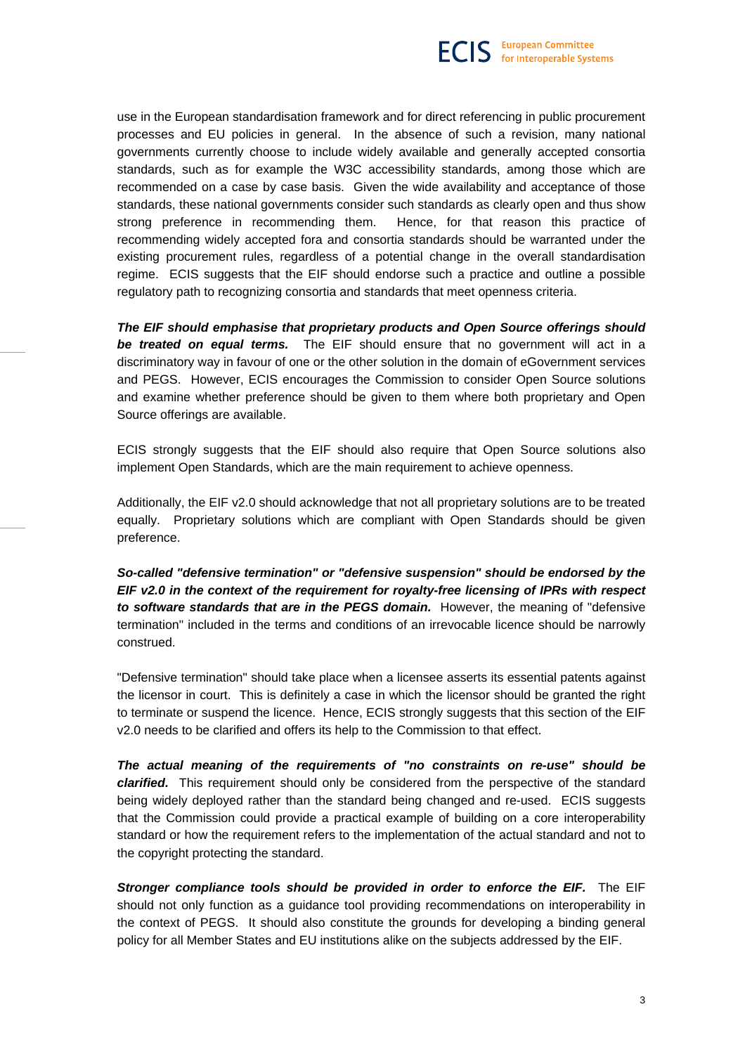use in the European standardisation framework and for direct referencing in public procurement processes and EU policies in general. In the absence of such a revision, many national governments currently choose to include widely available and generally accepted consortia standards, such as for example the W3C accessibility standards, among those which are recommended on a case by case basis. Given the wide availability and acceptance of those standards, these national governments consider such standards as clearly open and thus show strong preference in recommending them. Hence, for that reason this practice of recommending widely accepted fora and consortia standards should be warranted under the existing procurement rules, regardless of a potential change in the overall standardisation regime. ECIS suggests that the EIF should endorse such a practice and outline a possible regulatory path to recognizing consortia and standards that meet openness criteria.

***The EIF should emphasise that proprietary products and Open Source offerings should be treated on equal terms.*** The EIF should ensure that no government will act in a discriminatory way in favour of one or the other solution in the domain of eGovernment services and PEGS. However, ECIS encourages the Commission to consider Open Source solutions and examine whether preference should be given to them where both proprietary and Open Source offerings are available.

ECIS strongly suggests that the EIF should also require that Open Source solutions also implement Open Standards, which are the main requirement to achieve openness.

Additionally, the EIF v2.0 should acknowledge that not all proprietary solutions are to be treated equally. Proprietary solutions which are compliant with Open Standards should be given preference.

***So-called "defensive termination" or "defensive suspension" should be endorsed by the EIF v2.0 in the context of the requirement for royalty-free licensing of IPRs with respect to software standards that are in the PEGS domain.*** However, the meaning of "defensive termination" included in the terms and conditions of an irrevocable licence should be narrowly construed.

"Defensive termination" should take place when a licensee asserts its essential patents against the licensor in court. This is definitely a case in which the licensor should be granted the right to terminate or suspend the licence. Hence, ECIS strongly suggests that this section of the EIF v2.0 needs to be clarified and offers its help to the Commission to that effect.

***The actual meaning of the requirements of "no constraints on re-use" should be clarified.*** This requirement should only be considered from the perspective of the standard being widely deployed rather than the standard being changed and re-used. ECIS suggests that the Commission could provide a practical example of building on a core interoperability standard or how the requirement refers to the implementation of the actual standard and not to the copyright protecting the standard.

***Stronger compliance tools should be provided in order to enforce the EIF.*** The EIF should not only function as a guidance tool providing recommendations on interoperability in the context of PEGS. It should also constitute the grounds for developing a binding general policy for all Member States and EU institutions alike on the subjects addressed by the EIF.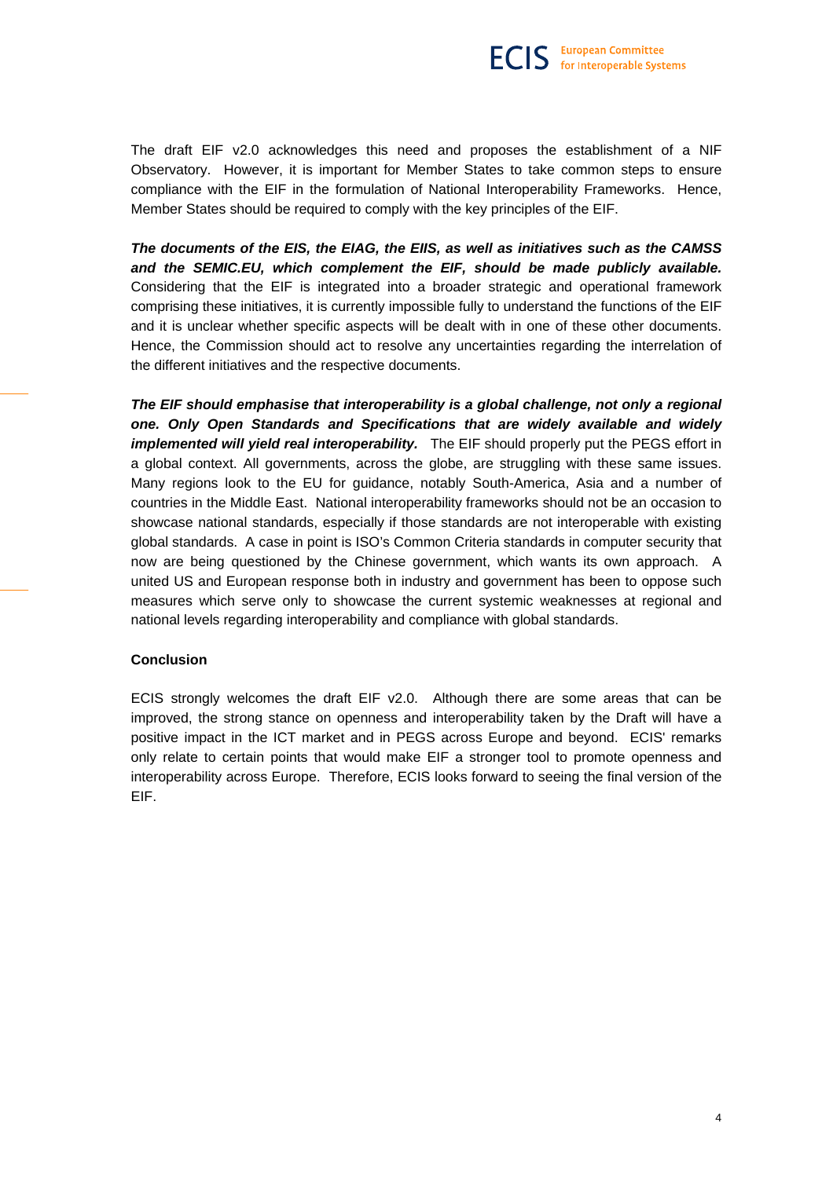The draft EIF v2.0 acknowledges this need and proposes the establishment of a NIF Observatory. However, it is important for Member States to take common steps to ensure compliance with the EIF in the formulation of National Interoperability Frameworks. Hence, Member States should be required to comply with the key principles of the EIF.

***The documents of the EIS, the EIAG, the EIIS, as well as initiatives such as the CAMSS and the SEMIC.EU, which complement the EIF, should be made publicly available.*** Considering that the EIF is integrated into a broader strategic and operational framework comprising these initiatives, it is currently impossible fully to understand the functions of the EIF and it is unclear whether specific aspects will be dealt with in one of these other documents. Hence, the Commission should act to resolve any uncertainties regarding the interrelation of the different initiatives and the respective documents.

***The EIF should emphasise that interoperability is a global challenge, not only a regional one. Only Open Standards and Specifications that are widely available and widely implemented will yield real interoperability.*** The EIF should properly put the PEGS effort in a global context. All governments, across the globe, are struggling with these same issues. Many regions look to the EU for guidance, notably South-America, Asia and a number of countries in the Middle East. National interoperability frameworks should not be an occasion to showcase national standards, especially if those standards are not interoperable with existing global standards. A case in point is ISO's Common Criteria standards in computer security that now are being questioned by the Chinese government, which wants its own approach. A united US and European response both in industry and government has been to oppose such measures which serve only to showcase the current systemic weaknesses at regional and national levels regarding interoperability and compliance with global standards.

**Conclusion**

ECIS strongly welcomes the draft EIF v2.0. Although there are some areas that can be improved, the strong stance on openness and interoperability taken by the Draft will have a positive impact in the ICT market and in PEGS across Europe and beyond. ECIS' remarks only relate to certain points that would make EIF a stronger tool to promote openness and interoperability across Europe. Therefore, ECIS looks forward to seeing the final version of the EIF.